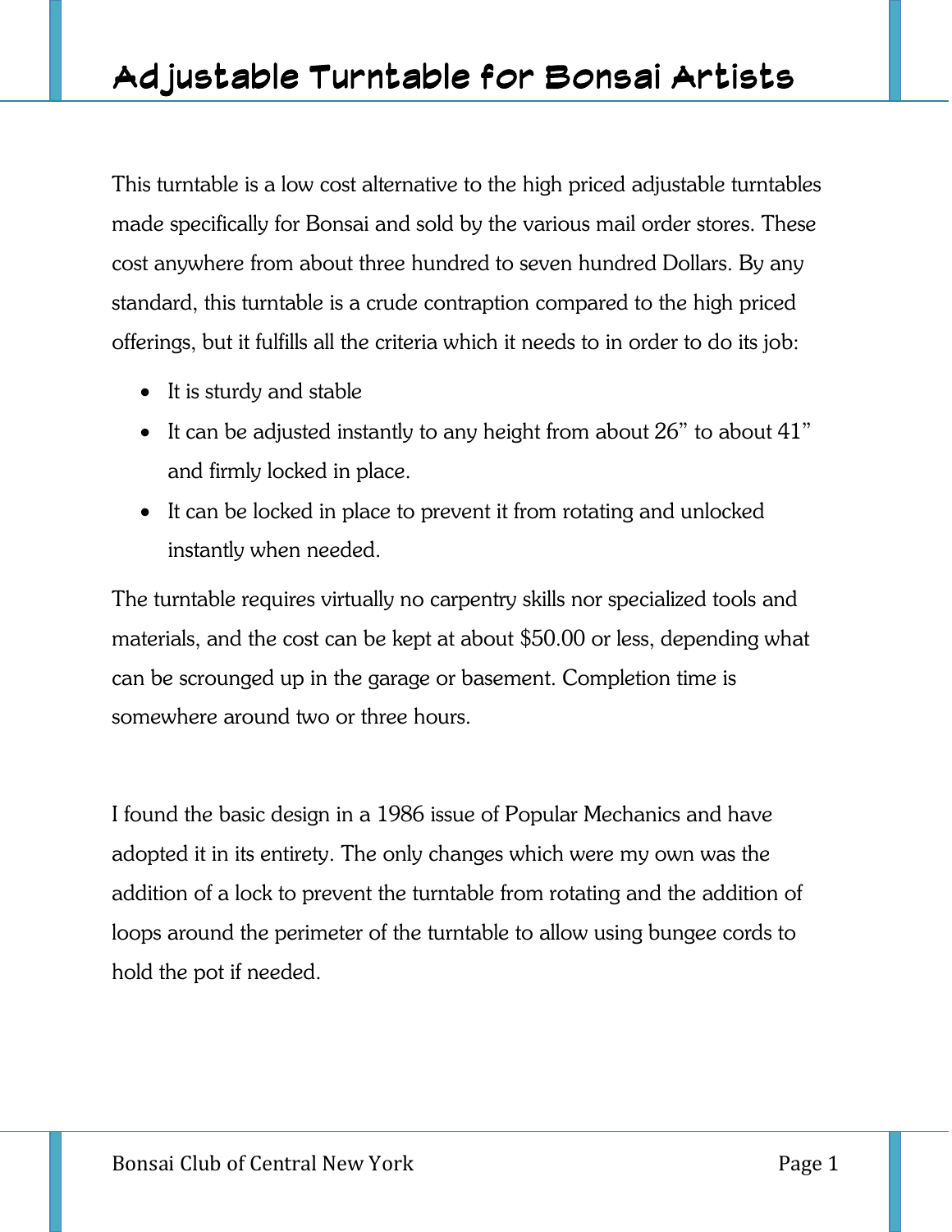# Adjustable Turntable for Bonsai Artists

This turntable is a low cost alternative to the high priced adjustable turntables made specifically for Bonsai and sold by the various mail order stores. These cost anywhere from about three hundred to seven hundred Dollars. By any standard, this turntable is a crude contraption compared to the high priced offerings, but it fulfills all the criteria which it needs to in order to do its job:

- It is sturdy and stable
- It can be adjusted instantly to any height from about 26” to about 41” and firmly locked in place.
- It can be locked in place to prevent it from rotating and unlocked instantly when needed.

The turntable requires virtually no carpentry skills nor specialized tools and materials, and the cost can be kept at about $50.00 or less, depending what can be scrounged up in the garage or basement. Completion time is somewhere around two or three hours.

I found the basic design in a 1986 issue of Popular Mechanics and have adopted it in its entirety. The only changes which were my own was the addition of a lock to prevent the turntable from rotating and the addition of loops around the perimeter of the turntable to allow using bungee cords to hold the pot if needed.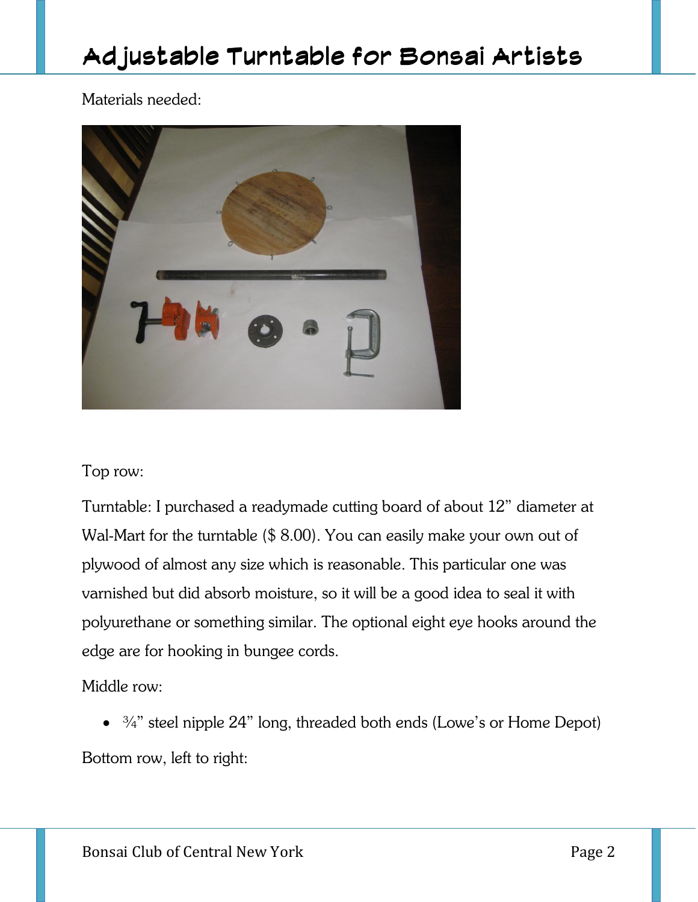# Adjustable Turntable for Bonsai Artists

Materials needed:

Top row:

Turntable: I purchased a readymade cutting board of about 12" diameter at Wal-Mart for the turntable ($ 8.00). You can easily make your own out of plywood of almost any size which is reasonable. This particular one was varnished but did absorb moisture, so it will be a good idea to seal it with polyurethane or something similar. The optional eight eye hooks around the edge are for hooking in bungee cords.

Middle row:

- ¾" steel nipple 24" long, threaded both ends (Lowe's or Home Depot)

Bottom row, left to right: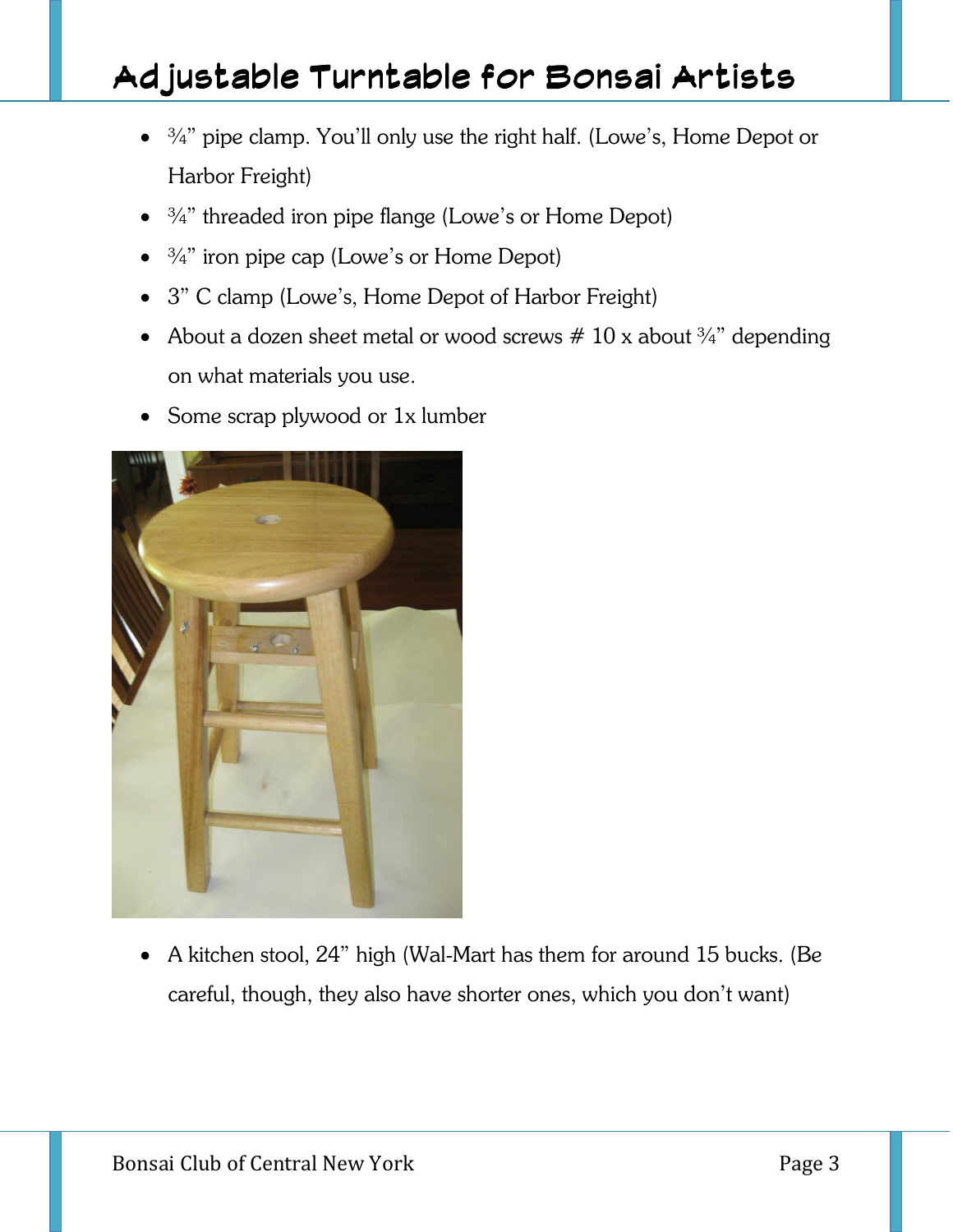- ¾" pipe clamp. You'll only use the right half. (Lowe's, Home Depot or Harbor Freight)
- ¾" threaded iron pipe flange (Lowe's or Home Depot)
- ¾" iron pipe cap (Lowe's or Home Depot)
- 3" C clamp (Lowe's, Home Depot of Harbor Freight)
- About a dozen sheet metal or wood screws # 10 x about ¾" depending on what materials you use.
- Some scrap plywood or 1x lumber

- A kitchen stool, 24" high (Wal-Mart has them for around 15 bucks. (Be careful, though, they also have shorter ones, which you don't want)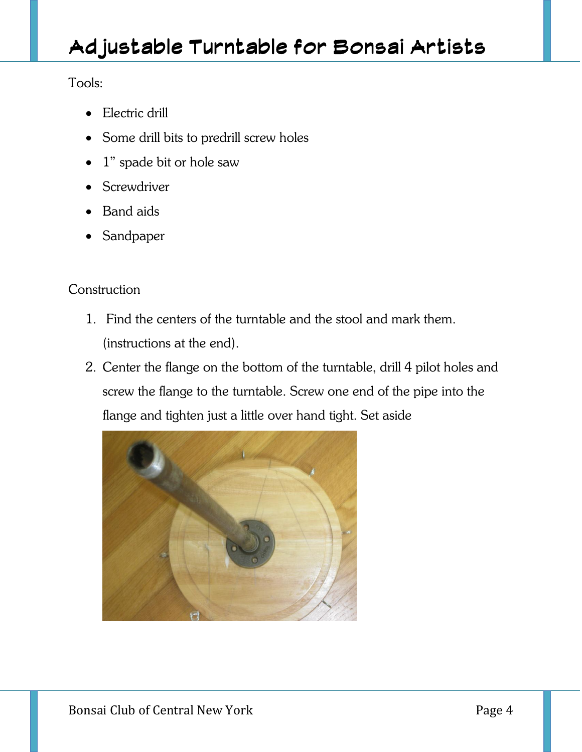Tools:

- Electric drill
- Some drill bits to predrill screw holes
- 1” spade bit or hole saw
- Screwdriver
- Band aids
- Sandpaper

Construction

1. Find the centers of the turntable and the stool and mark them. (instructions at the end).
2. Center the flange on the bottom of the turntable, drill 4 pilot holes and screw the flange to the turntable. Screw one end of the pipe into the flange and tighten just a little over hand tight. Set aside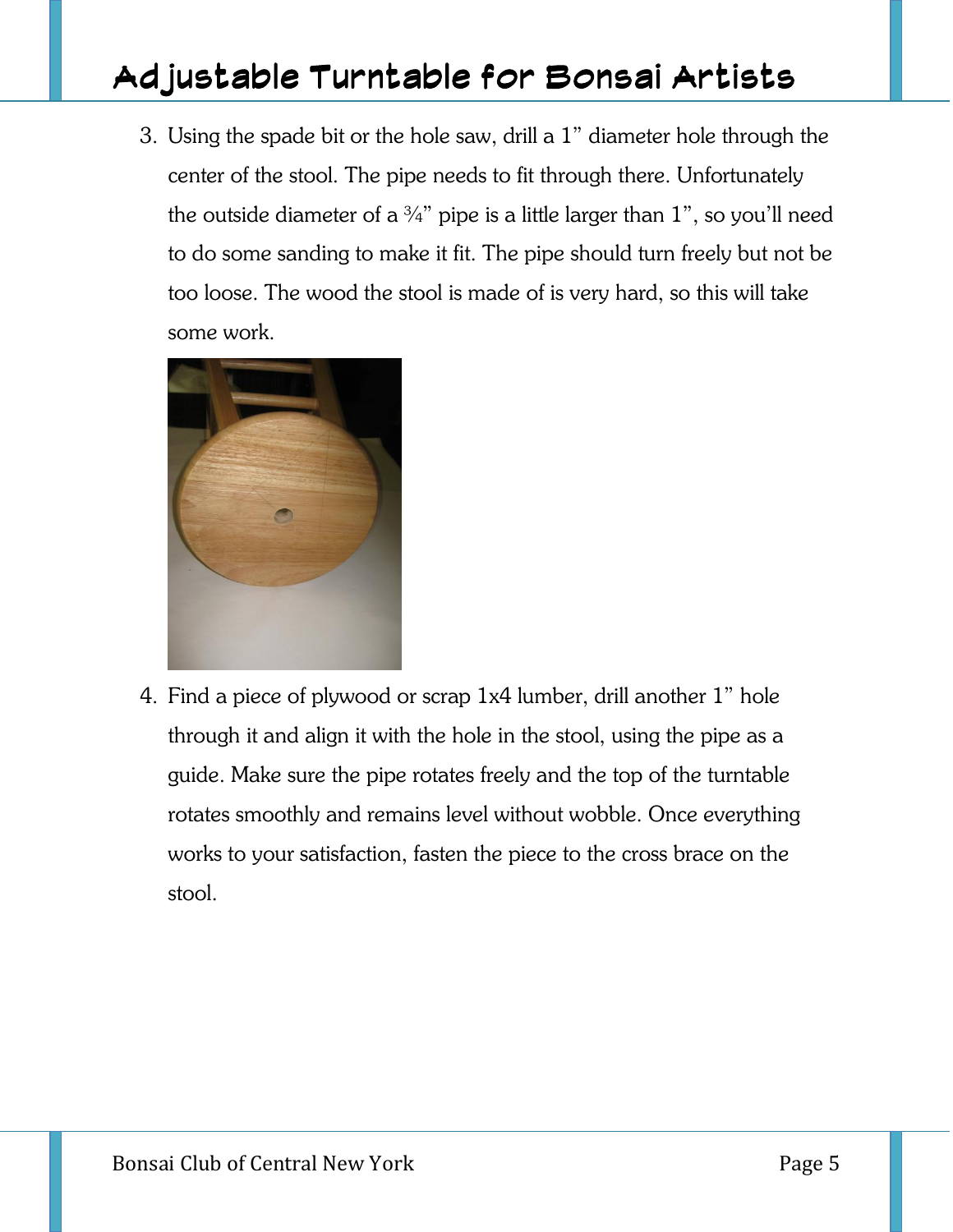3. Using the spade bit or the hole saw, drill a 1" diameter hole through the center of the stool. The pipe needs to fit through there. Unfortunately the outside diameter of a ¾" pipe is a little larger than 1", so you'll need to do some sanding to make it fit. The pipe should turn freely but not be too loose. The wood the stool is made of is very hard, so this will take some work.

4. Find a piece of plywood or scrap 1x4 lumber, drill another 1" hole through it and align it with the hole in the stool, using the pipe as a guide. Make sure the pipe rotates freely and the top of the turntable rotates smoothly and remains level without wobble. Once everything works to your satisfaction, fasten the piece to the cross brace on the stool.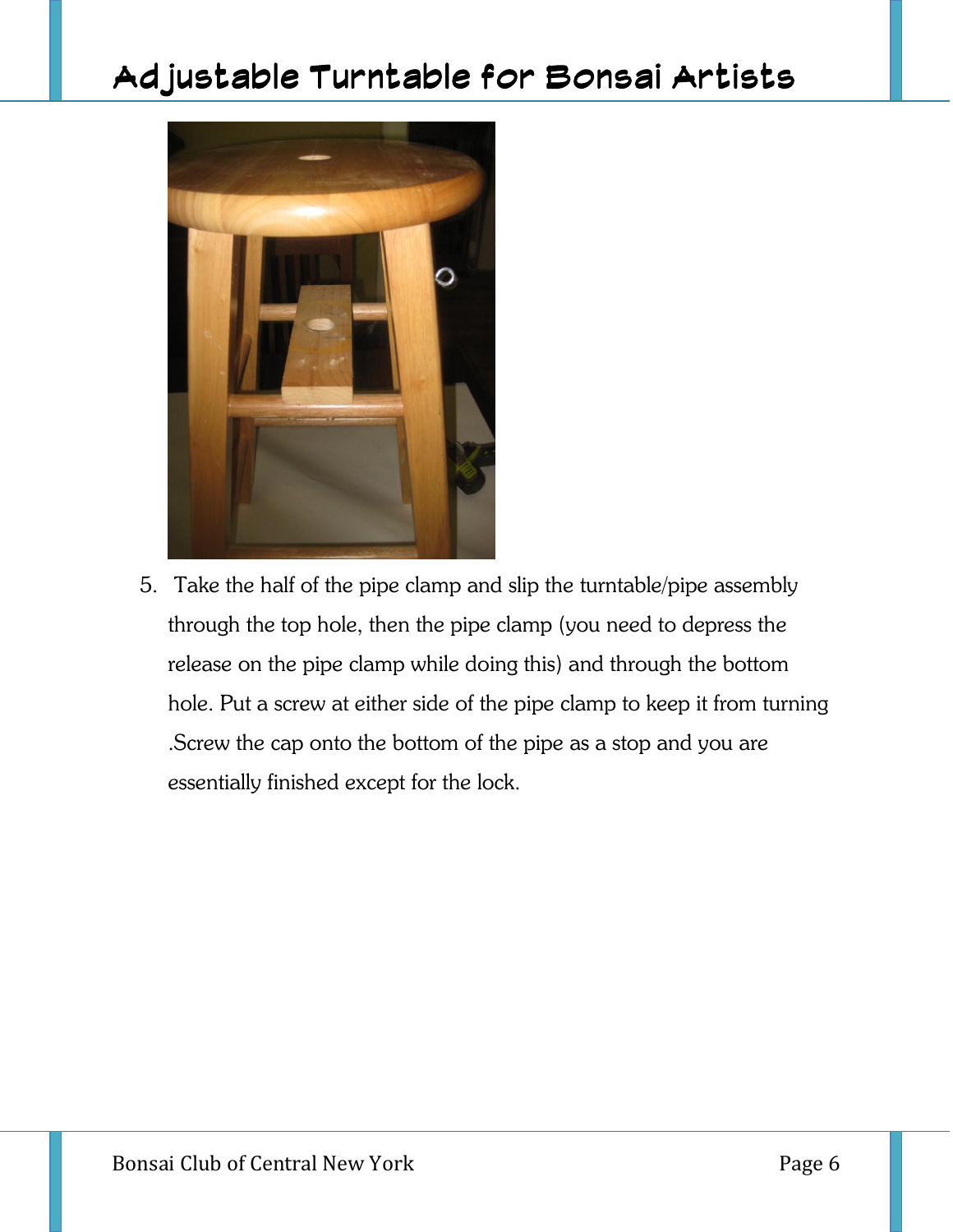5. Take the half of the pipe clamp and slip the turntable/pipe assembly through the top hole, then the pipe clamp (you need to depress the release on the pipe clamp while doing this) and through the bottom hole. Put a screw at either side of the pipe clamp to keep it from turning .Screw the cap onto the bottom of the pipe as a stop and you are essentially finished except for the lock.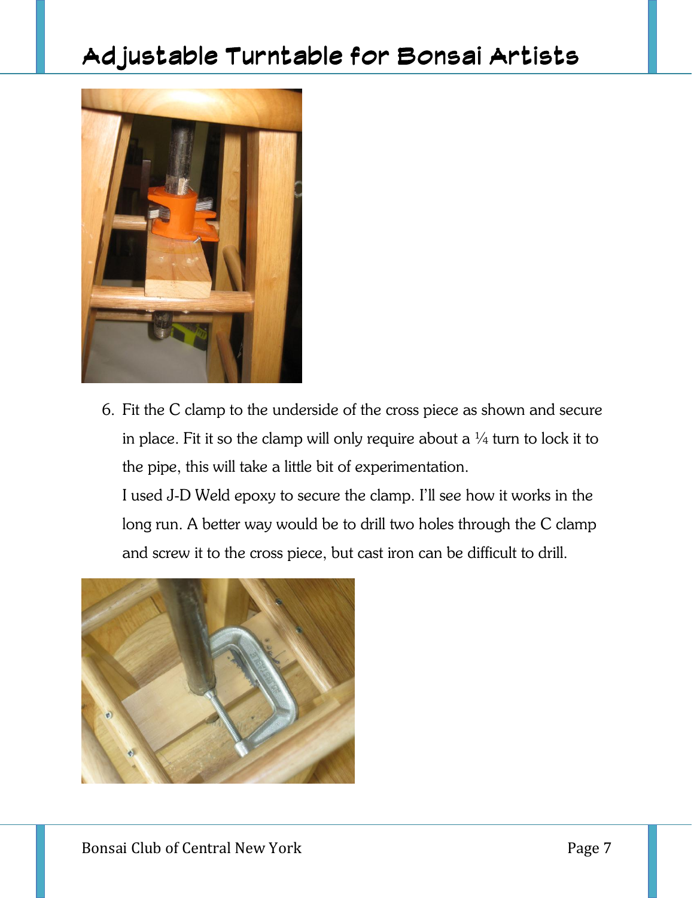6. Fit the C clamp to the underside of the cross piece as shown and secure in place. Fit it so the clamp will only require about a ¼ turn to lock it to the pipe, this will take a little bit of experimentation.
   I used J-D Weld epoxy to secure the clamp. I'll see how it works in the long run. A better way would be to drill two holes through the C clamp and screw it to the cross piece, but cast iron can be difficult to drill.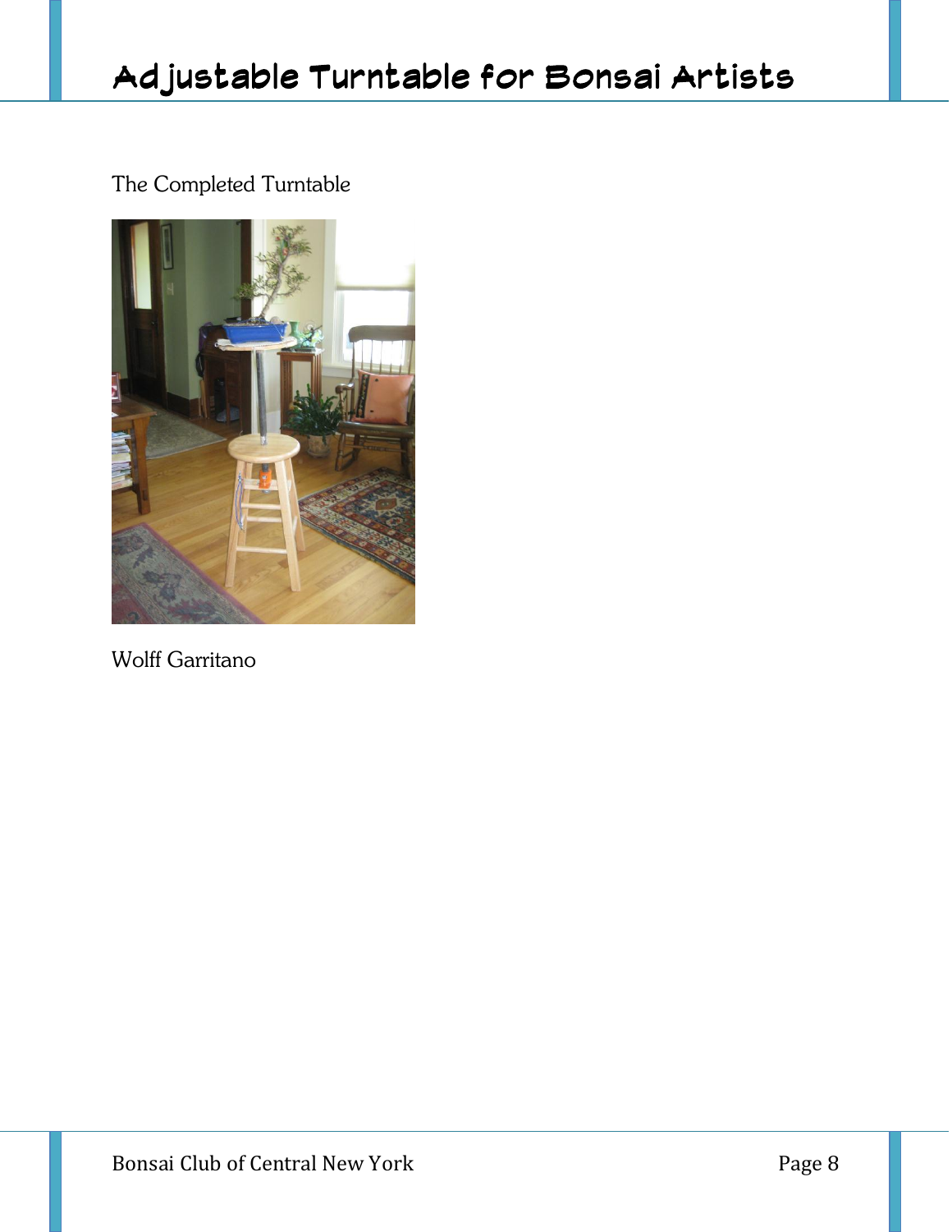The Completed Turntable

Wolff Garritano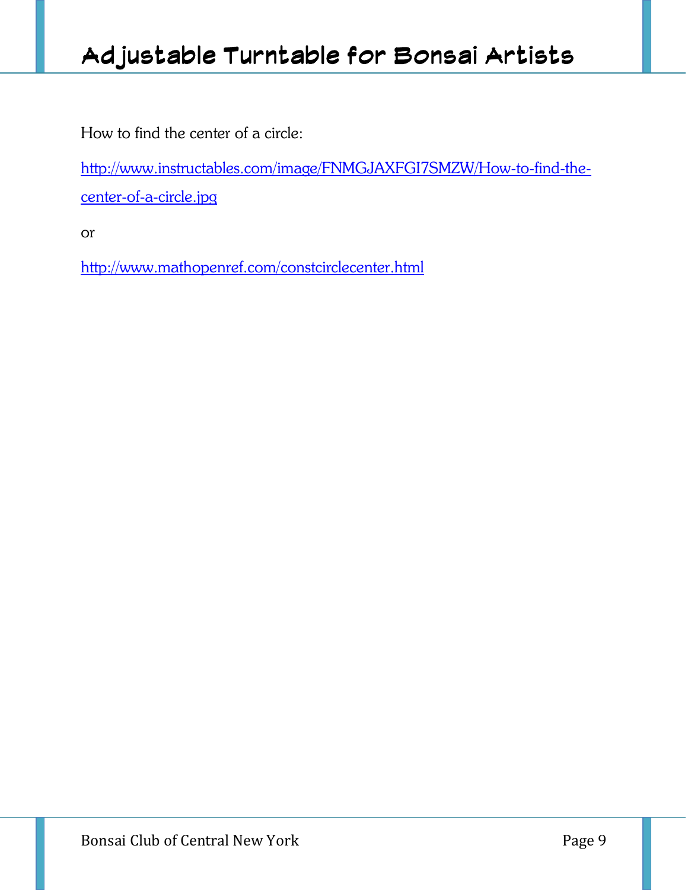How to find the center of a circle:

http://www.instructables.com/image/FNMGJAXFGI7SMZW/How-to-find-the-center-of-a-circle.jpg

or

http://www.mathopenref.com/constcirclecenter.html